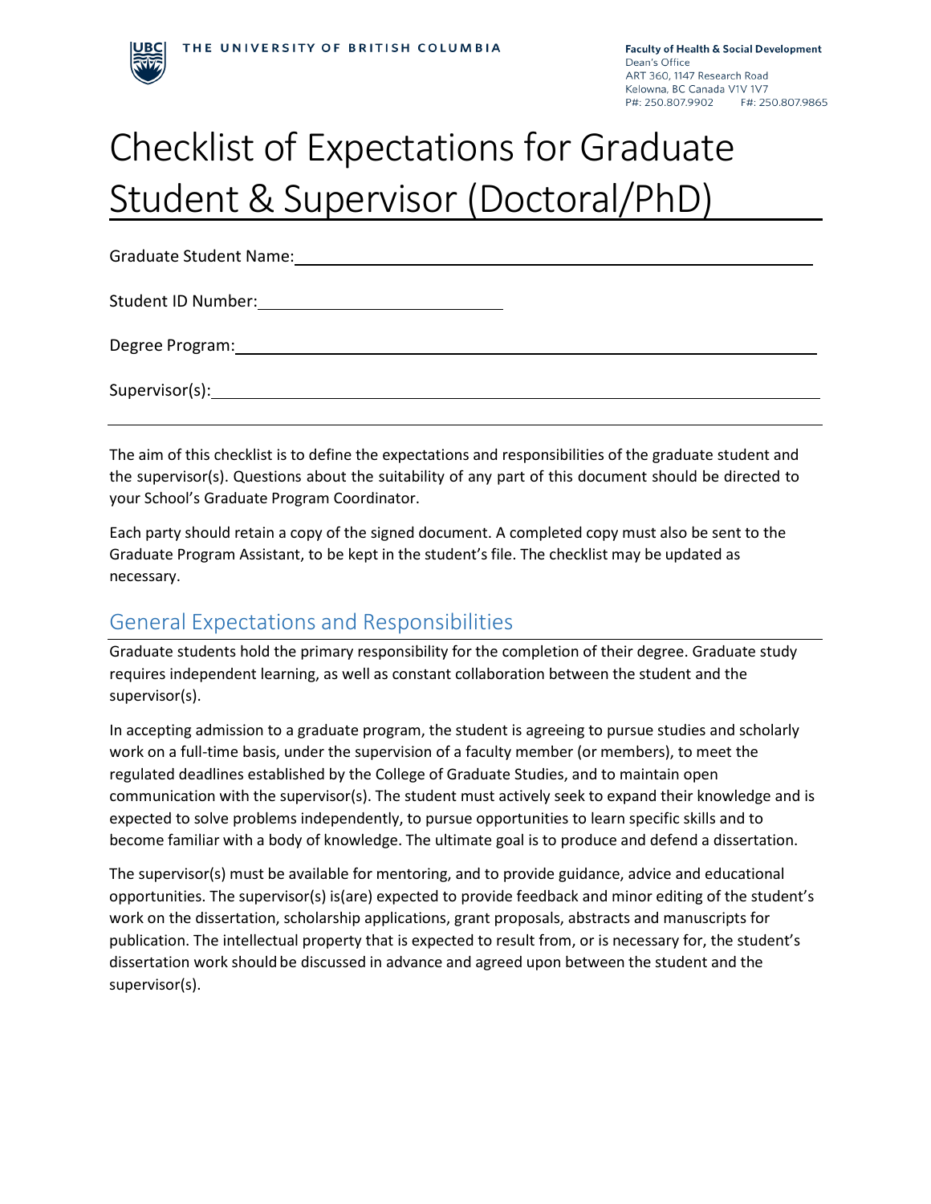THE UNIVERSITY OF BRITISH COLUMBIA

**Faculty of Health & Social Development**
Dean's Office
ART 360, 1147 Research Road
Kelowna, BC Canada V1V 1V7
P#: 250.807.9902 F#: 250.807.9865

# Checklist of Expectations for Graduate Student & Supervisor (Doctoral/PhD)

Graduate Student Name: ____________________________________________

Student ID Number: ______________________

Degree Program: ____________________________________________

Supervisor(s): ____________________________________________

The aim of this checklist is to define the expectations and responsibilities of the graduate student and the supervisor(s). Questions about the suitability of any part of this document should be directed to your School's Graduate Program Coordinator.

Each party should retain a copy of the signed document. A completed copy must also be sent to the Graduate Program Assistant, to be kept in the student's file. The checklist may be updated as necessary.

## General Expectations and Responsibilities

Graduate students hold the primary responsibility for the completion of their degree. Graduate study requires independent learning, as well as constant collaboration between the student and the supervisor(s).

In accepting admission to a graduate program, the student is agreeing to pursue studies and scholarly work on a full-time basis, under the supervision of a faculty member (or members), to meet the regulated deadlines established by the College of Graduate Studies, and to maintain open communication with the supervisor(s). The student must actively seek to expand their knowledge and is expected to solve problems independently, to pursue opportunities to learn specific skills and to become familiar with a body of knowledge. The ultimate goal is to produce and defend a dissertation.

The supervisor(s) must be available for mentoring, and to provide guidance, advice and educational opportunities. The supervisor(s) is(are) expected to provide feedback and minor editing of the student's work on the dissertation, scholarship applications, grant proposals, abstracts and manuscripts for publication. The intellectual property that is expected to result from, or is necessary for, the student's dissertation work should be discussed in advance and agreed upon between the student and the supervisor(s).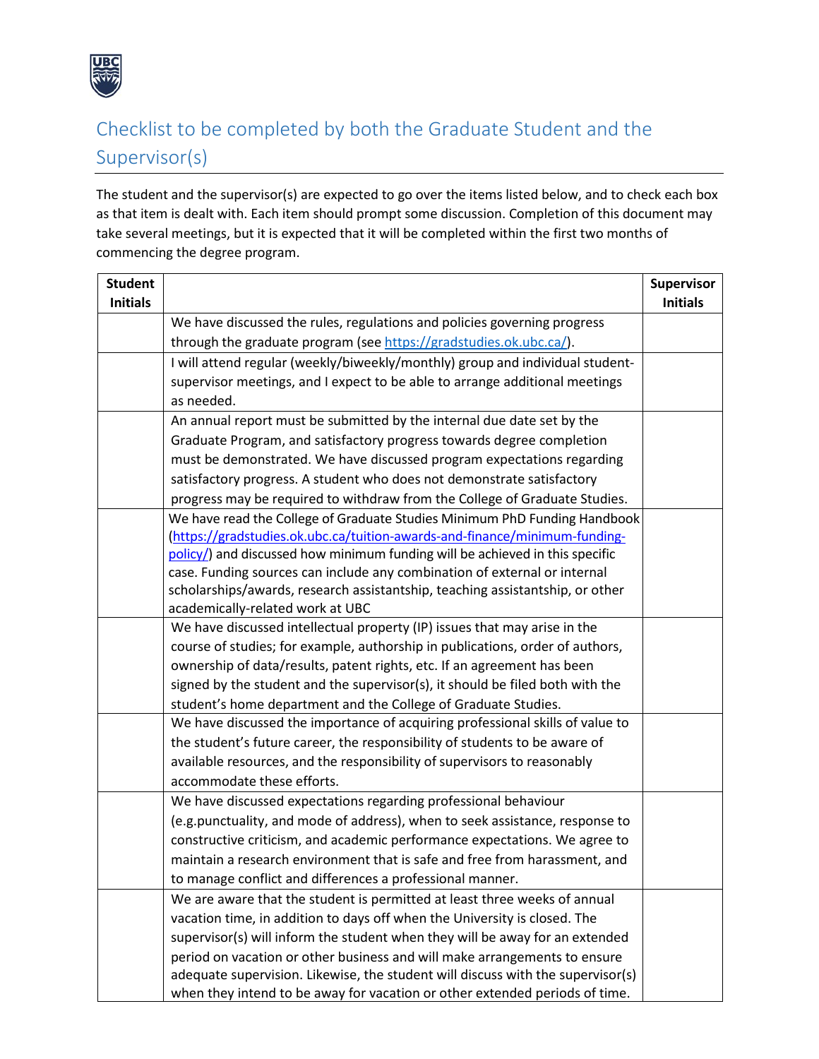## Checklist to be completed by both the Graduate Student and the Supervisor(s)

The student and the supervisor(s) are expected to go over the items listed below, and to check each box as that item is dealt with. Each item should prompt some discussion. Completion of this document may take several meetings, but it is expected that it will be completed within the first two months of commencing the degree program.

| Student Initials | | Supervisor Initials |
|---|---|---|
| | We have discussed the rules, regulations and policies governing progress through the graduate program (see [https://gradstudies.ok.ubc.ca/](https://gradstudies.ok.ubc.ca/)). | |
| | I will attend regular (weekly/biweekly/monthly) group and individual student-supervisor meetings, and I expect to be able to arrange additional meetings as needed. | |
| | An annual report must be submitted by the internal due date set by the Graduate Program, and satisfactory progress towards degree completion must be demonstrated. We have discussed program expectations regarding satisfactory progress. A student who does not demonstrate satisfactory progress may be required to withdraw from the College of Graduate Studies. | |
| | We have read the College of Graduate Studies Minimum PhD Funding Handbook ([https://gradstudies.ok.ubc.ca/tuition-awards-and-finance/minimum-funding-policy/](https://gradstudies.ok.ubc.ca/tuition-awards-and-finance/minimum-funding-policy/)) and discussed how minimum funding will be achieved in this specific case. Funding sources can include any combination of external or internal scholarships/awards, research assistantship, teaching assistantship, or other academically-related work at UBC | |
| | We have discussed intellectual property (IP) issues that may arise in the course of studies; for example, authorship in publications, order of authors, ownership of data/results, patent rights, etc. If an agreement has been signed by the student and the supervisor(s), it should be filed both with the student's home department and the College of Graduate Studies. | |
| | We have discussed the importance of acquiring professional skills of value to the student's future career, the responsibility of students to be aware of available resources, and the responsibility of supervisors to reasonably accommodate these efforts. | |
| | We have discussed expectations regarding professional behaviour (e.g.punctuality, and mode of address), when to seek assistance, response to constructive criticism, and academic performance expectations. We agree to maintain a research environment that is safe and free from harassment, and to manage conflict and differences a professional manner. | |
| | We are aware that the student is permitted at least three weeks of annual vacation time, in addition to days off when the University is closed. The supervisor(s) will inform the student when they will be away for an extended period on vacation or other business and will make arrangements to ensure adequate supervision. Likewise, the student will discuss with the supervisor(s) when they intend to be away for vacation or other extended periods of time. | |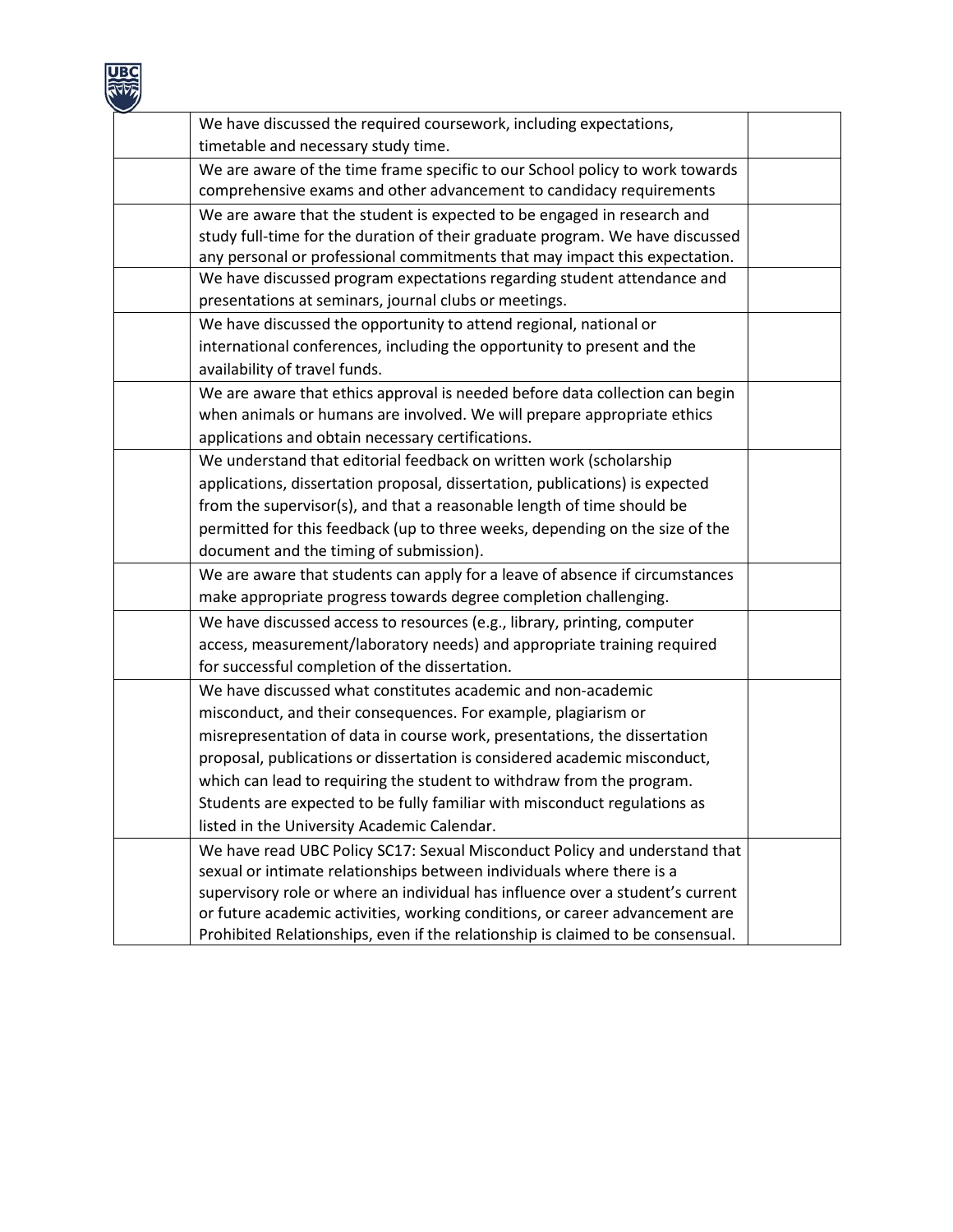| | | |
|---|---|---|
| | We have discussed the required coursework, including expectations, timetable and necessary study time. | |
| | We are aware of the time frame specific to our School policy to work towards comprehensive exams and other advancement to candidacy requirements | |
| | We are aware that the student is expected to be engaged in research and study full-time for the duration of their graduate program. We have discussed any personal or professional commitments that may impact this expectation. | |
| | We have discussed program expectations regarding student attendance and presentations at seminars, journal clubs or meetings. | |
| | We have discussed the opportunity to attend regional, national or international conferences, including the opportunity to present and the availability of travel funds. | |
| | We are aware that ethics approval is needed before data collection can begin when animals or humans are involved. We will prepare appropriate ethics applications and obtain necessary certifications. | |
| | We understand that editorial feedback on written work (scholarship applications, dissertation proposal, dissertation, publications) is expected from the supervisor(s), and that a reasonable length of time should be permitted for this feedback (up to three weeks, depending on the size of the document and the timing of submission). | |
| | We are aware that students can apply for a leave of absence if circumstances make appropriate progress towards degree completion challenging. | |
| | We have discussed access to resources (e.g., library, printing, computer access, measurement/laboratory needs) and appropriate training required for successful completion of the dissertation. | |
| | We have discussed what constitutes academic and non-academic misconduct, and their consequences. For example, plagiarism or misrepresentation of data in course work, presentations, the dissertation proposal, publications or dissertation is considered academic misconduct, which can lead to requiring the student to withdraw from the program. Students are expected to be fully familiar with misconduct regulations as listed in the University Academic Calendar. | |
| | We have read UBC Policy SC17: Sexual Misconduct Policy and understand that sexual or intimate relationships between individuals where there is a supervisory role or where an individual has influence over a student's current or future academic activities, working conditions, or career advancement are Prohibited Relationships, even if the relationship is claimed to be consensual. | |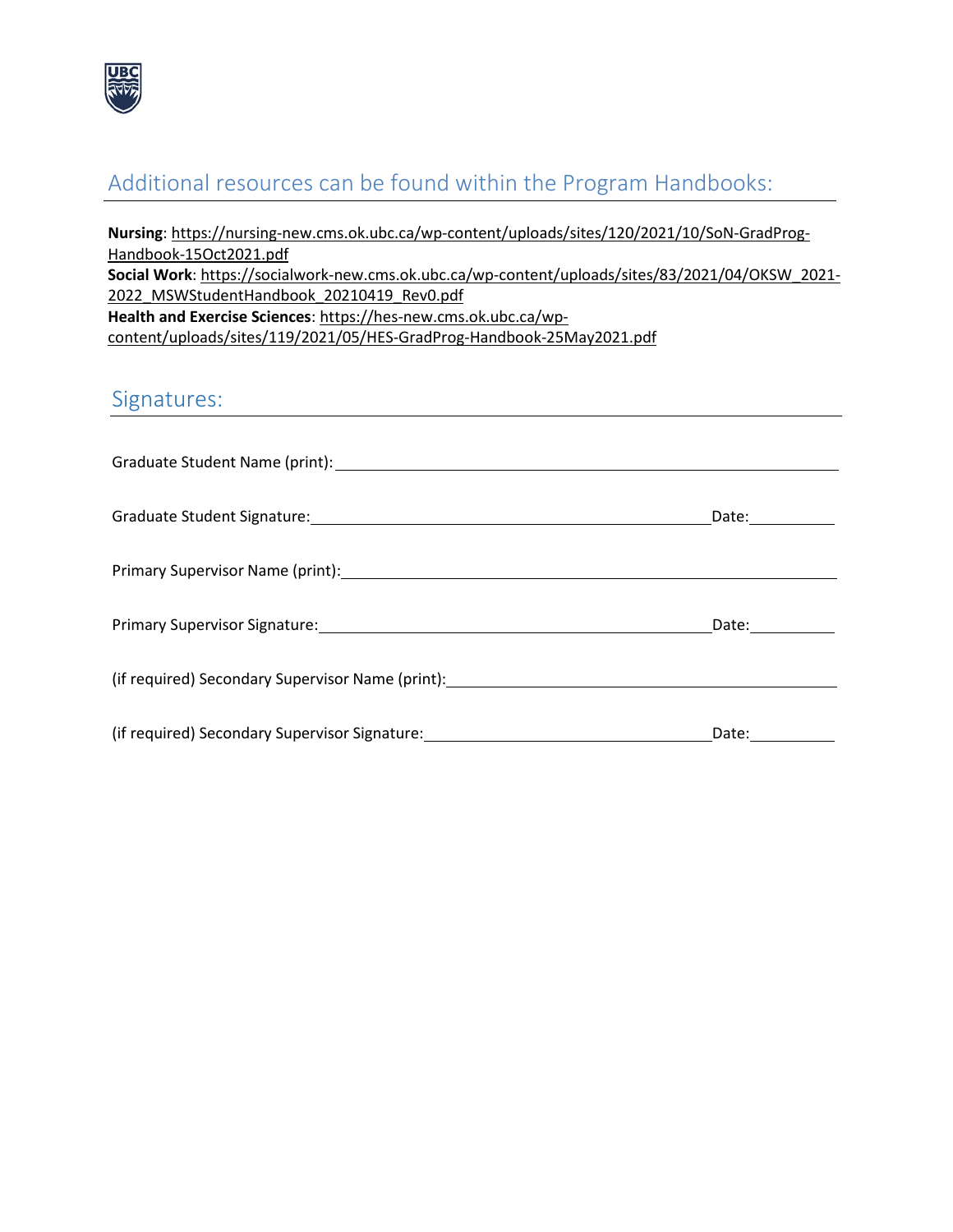## Additional resources can be found within the Program Handbooks:

**Nursing**: https://nursing-new.cms.ok.ubc.ca/wp-content/uploads/sites/120/2021/10/SoN-GradProg-Handbook-15Oct2021.pdf
**Social Work**: https://socialwork-new.cms.ok.ubc.ca/wp-content/uploads/sites/83/2021/04/OKSW_2021-2022_MSWStudentHandbook_20210419_Rev0.pdf
**Health and Exercise Sciences**: https://hes-new.cms.ok.ubc.ca/wp-content/uploads/sites/119/2021/05/HES-GradProg-Handbook-25May2021.pdf

## Signatures:

Graduate Student Name (print): ______________________________

Graduate Student Signature: ______________________________ Date: __________

Primary Supervisor Name (print): ______________________________

Primary Supervisor Signature: ______________________________ Date: __________

(if required) Secondary Supervisor Name (print): ______________________________

(if required) Secondary Supervisor Signature: ______________________________ Date: __________